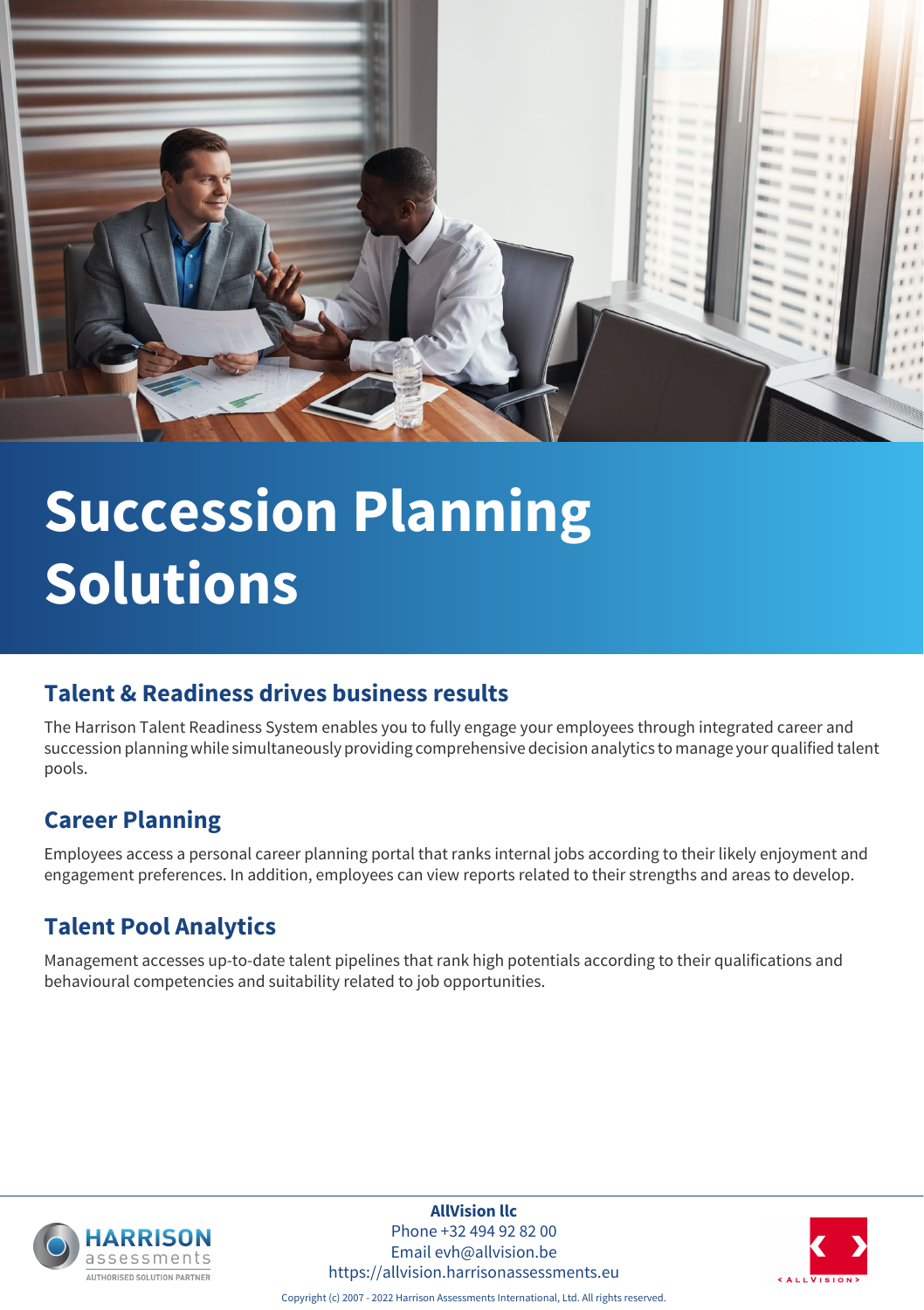# Succession Planning Solutions

## Talent & Readiness drives business results

The Harrison Talent Readiness System enables you to fully engage your employees through integrated career and succession planning while simultaneously providing comprehensive decision analytics to manage your qualified talent pools.

## Career Planning

Employees access a personal career planning portal that ranks internal jobs according to their likely enjoyment and engagement preferences. In addition, employees can view reports related to their strengths and areas to develop.

## Talent Pool Analytics

Management accesses up-to-date talent pipelines that rank high potentials according to their qualifications and behavioural competencies and suitability related to job opportunities.

HARRISON assessments
AUTHORISED SOLUTION PARTNER

**AllVision llc**
Phone +32 494 92 82 00
Email evh@allvision.be
https://allvision.harrisonassessments.eu

< ALLVISION >

Copyright (c) 2007 - 2022 Harrison Assessments International, Ltd. All rights reserved.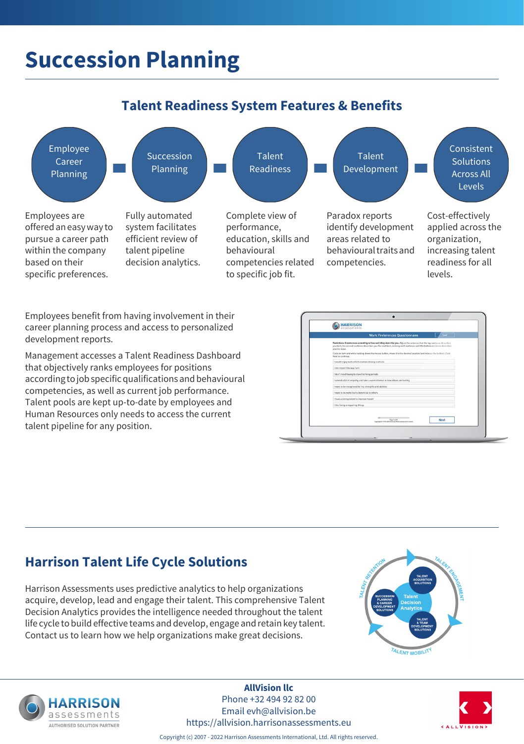# Succession Planning

## Talent Readiness System Features & Benefits

**Employee Career Planning**

Employees are offered an easy way to pursue a career path within the company based on their specific preferences.

**Succession Planning**

Fully automated system facilitates efficient review of talent pipeline decision analytics.

**Talent Readiness**

Complete view of performance, education, skills and behavioural competencies related to specific job fit.

**Talent Development**

Paradox reports identify development areas related to behavioural traits and competencies.

**Consistent Solutions Across All Levels**

Cost-effectively applied across the organization, increasing talent readiness for all levels.

Employees benefit from having involvement in their career planning process and access to personalized development reports.

Management accesses a Talent Readiness Dashboard that objectively ranks employees for positions according to job specific qualifications and behavioural competencies, as well as current job performance. Talent pools are kept up-to-date by employees and Human Resources only needs to access the current talent pipeline for any position.

## Harrison Talent Life Cycle Solutions

Harrison Assessments uses predictive analytics to help organizations acquire, develop, lead and engage their talent. This comprehensive Talent Decision Analytics provides the intelligence needed throughout the talent life cycle to build effective teams and develop, engage and retain key talent. Contact us to learn how we help organizations make great decisions.

TALENT RETENTION
TALENT ENGAGEMENT
TALENT MOBILITY
TALENT ACQUISITION SOLUTIONS
SUCCESSION PLANNING & CAREER DEVELOPMENT SOLUTIONS
Talent Decision Analytics
TALENT & TEAM DEVELOPMENT SOLUTIONS

HARRISON assessments
AUTHORISED SOLUTION PARTNER

**AllVision llc**
Phone +32 494 92 82 00
Email evh@allvision.be
https://allvision.harrisonassessments.eu

Copyright (c) 2007 - 2022 Harrison Assessments International, Ltd. All rights reserved.